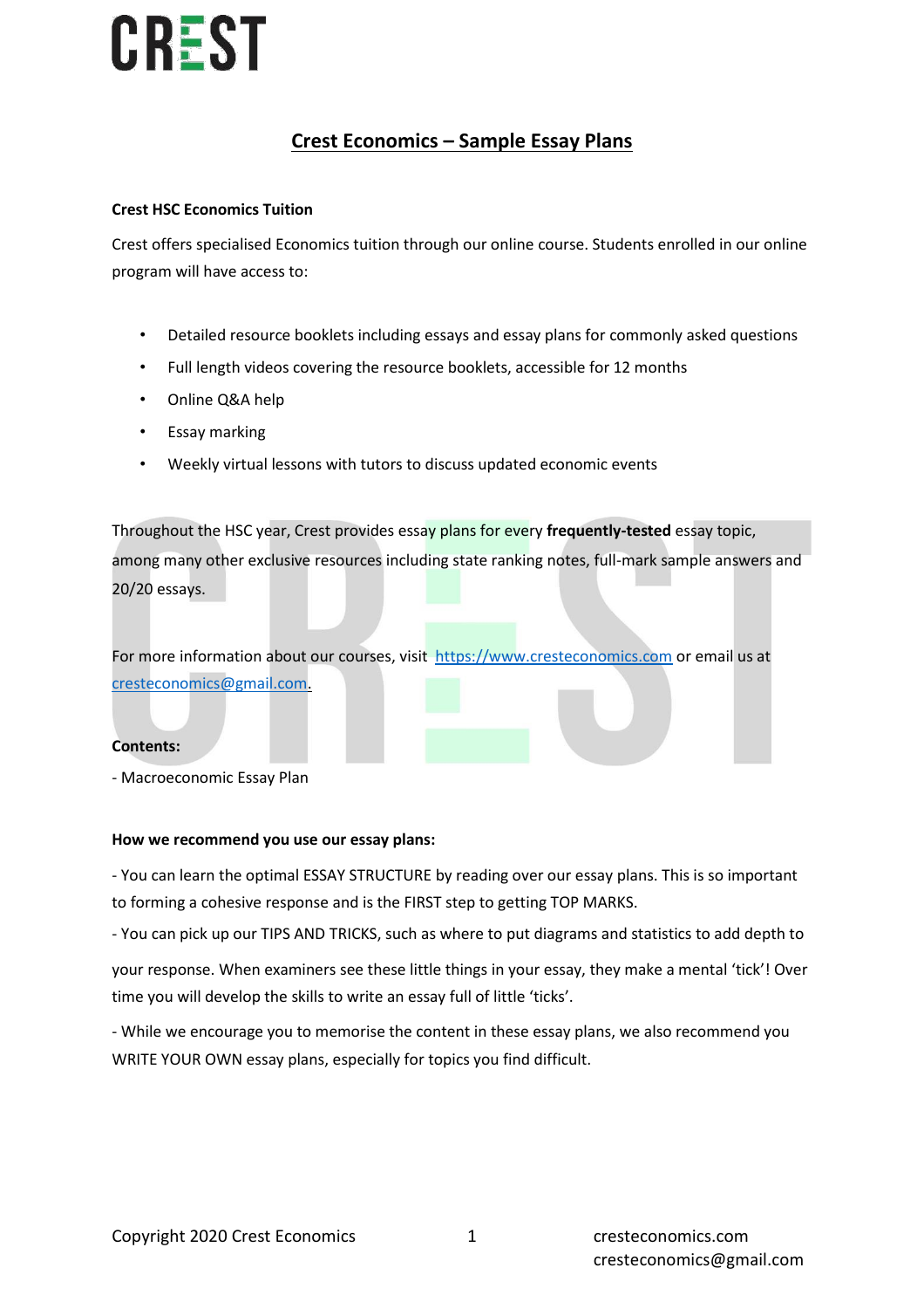# Crest Economics – Sample Essay Plans

**Crest HSC Economics Tuition**

Crest offers specialised Economics tuition through our online course. Students enrolled in our online program will have access to:

- Detailed resource booklets including essays and essay plans for commonly asked questions
- Full length videos covering the resource booklets, accessible for 12 months
- Online Q&A help
- Essay marking
- Weekly virtual lessons with tutors to discuss updated economic events

Throughout the HSC year, Crest provides essay plans for every **frequently-tested** essay topic, among many other exclusive resources including state ranking notes, full-mark sample answers and 20/20 essays.

For more information about our courses, visit [https://www.cresteconomics.com](https://www.cresteconomics.com) or email us at [cresteconomics@gmail.com](mailto:cresteconomics@gmail.com).

**Contents:**

- Macroeconomic Essay Plan

**How we recommend you use our essay plans:**

- You can learn the optimal ESSAY STRUCTURE by reading over our essay plans. This is so important to forming a cohesive response and is the FIRST step to getting TOP MARKS.

- You can pick up our TIPS AND TRICKS, such as where to put diagrams and statistics to add depth to your response. When examiners see these little things in your essay, they make a mental 'tick'! Over time you will develop the skills to write an essay full of little 'ticks'.

- While we encourage you to memorise the content in these essay plans, we also recommend you WRITE YOUR OWN essay plans, especially for topics you find difficult.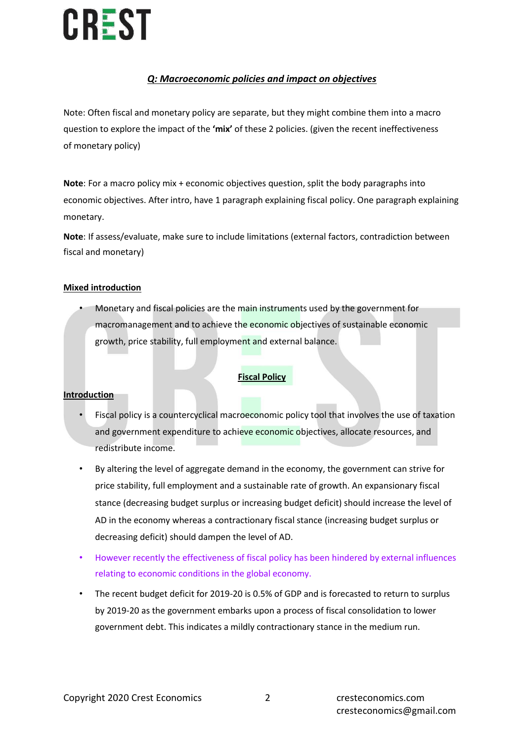## ***Q: Macroeconomic policies and impact on objectives***

Note: Often fiscal and monetary policy are separate, but they might combine them into a macro question to explore the impact of the **'mix'** of these 2 policies. (given the recent ineffectiveness of monetary policy)

**Note**: For a macro policy mix + economic objectives question, split the body paragraphs into economic objectives. After intro, have 1 paragraph explaining fiscal policy. One paragraph explaining monetary.

**Note**: If assess/evaluate, make sure to include limitations (external factors, contradiction between fiscal and monetary)

**Mixed introduction**

- Monetary and fiscal policies are the main instruments used by the government for macromanagement and to achieve the economic objectives of sustainable economic growth, price stability, full employment and external balance.

**Fiscal Policy**

**Introduction**

- Fiscal policy is a countercyclical macroeconomic policy tool that involves the use of taxation and government expenditure to achieve economic objectives, allocate resources, and redistribute income.
- By altering the level of aggregate demand in the economy, the government can strive for price stability, full employment and a sustainable rate of growth. An expansionary fiscal stance (decreasing budget surplus or increasing budget deficit) should increase the level of AD in the economy whereas a contractionary fiscal stance (increasing budget surplus or decreasing deficit) should dampen the level of AD.
- However recently the effectiveness of fiscal policy has been hindered by external influences relating to economic conditions in the global economy.
- The recent budget deficit for 2019-20 is 0.5% of GDP and is forecasted to return to surplus by 2019-20 as the government embarks upon a process of fiscal consolidation to lower government debt. This indicates a mildly contractionary stance in the medium run.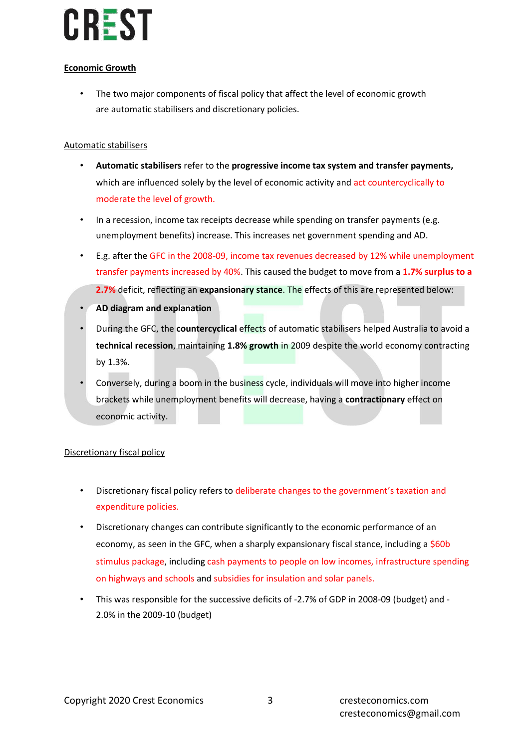## Economic Growth

- The two major components of fiscal policy that affect the level of economic growth are automatic stabilisers and discretionary policies.

### Automatic stabilisers

- **Automatic stabilisers** refer to the **progressive income tax system and transfer payments,** which are influenced solely by the level of economic activity and act countercyclically to moderate the level of growth.
- In a recession, income tax receipts decrease while spending on transfer payments (e.g. unemployment benefits) increase. This increases net government spending and AD.
- E.g. after the GFC in the 2008-09, income tax revenues decreased by 12% while unemployment transfer payments increased by 40%. This caused the budget to move from a **1.7% surplus to a 2.7%** deficit, reflecting an **expansionary stance**. The effects of this are represented below:
- **AD diagram and explanation**
- During the GFC, the **countercyclical** effects of automatic stabilisers helped Australia to avoid a **technical recession**, maintaining **1.8% growth** in 2009 despite the world economy contracting by 1.3%.
- Conversely, during a boom in the business cycle, individuals will move into higher income brackets while unemployment benefits will decrease, having a **contractionary** effect on economic activity.

### Discretionary fiscal policy

- Discretionary fiscal policy refers to deliberate changes to the government's taxation and expenditure policies.
- Discretionary changes can contribute significantly to the economic performance of an economy, as seen in the GFC, when a sharply expansionary fiscal stance, including a $60b stimulus package, including cash payments to people on low incomes, infrastructure spending on highways and schools and subsidies for insulation and solar panels.
- This was responsible for the successive deficits of -2.7% of GDP in 2008-09 (budget) and -2.0% in the 2009-10 (budget)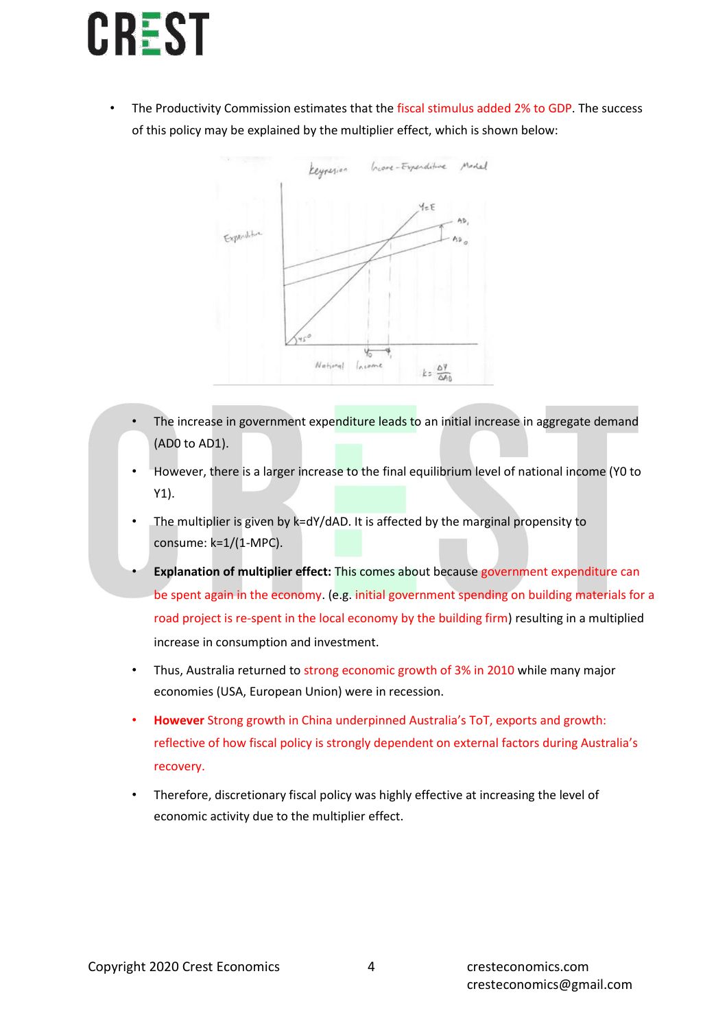- The Productivity Commission estimates that the fiscal stimulus added 2% to GDP. The success of this policy may be explained by the multiplier effect, which is shown below:

  - The increase in government expenditure leads to an initial increase in aggregate demand (AD0 to AD1).
  - However, there is a larger increase to the final equilibrium level of national income (Y0 to Y1).
  - The multiplier is given by k=dY/dAD. It is affected by the marginal propensity to consume: k=1/(1-MPC).
  - **Explanation of multiplier effect:** This comes about because government expenditure can be spent again in the economy. (e.g. initial government spending on building materials for a road project is re-spent in the local economy by the building firm) resulting in a multiplied increase in consumption and investment.
  - Thus, Australia returned to strong economic growth of 3% in 2010 while many major economies (USA, European Union) were in recession.
  - **However** Strong growth in China underpinned Australia's ToT, exports and growth: reflective of how fiscal policy is strongly dependent on external factors during Australia's recovery.
  - Therefore, discretionary fiscal policy was highly effective at increasing the level of economic activity due to the multiplier effect.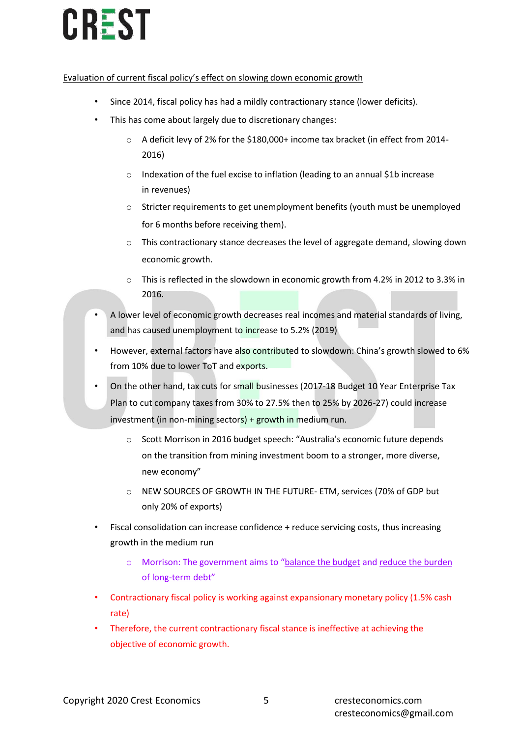Evaluation of current fiscal policy's effect on slowing down economic growth

- Since 2014, fiscal policy has had a mildly contractionary stance (lower deficits).
- This has come about largely due to discretionary changes:
  - A deficit levy of 2% for the $180,000+ income tax bracket (in effect from 2014-2016)
  - Indexation of the fuel excise to inflation (leading to an annual $1b increase in revenues)
  - Stricter requirements to get unemployment benefits (youth must be unemployed for 6 months before receiving them).
  - This contractionary stance decreases the level of aggregate demand, slowing down economic growth.
  - This is reflected in the slowdown in economic growth from 4.2% in 2012 to 3.3% in 2016.
- A lower level of economic growth decreases real incomes and material standards of living, and has caused unemployment to increase to 5.2% (2019)
- However, external factors have also contributed to slowdown: China's growth slowed to 6% from 10% due to lower ToT and exports.
- On the other hand, tax cuts for small businesses (2017-18 Budget 10 Year Enterprise Tax Plan to cut company taxes from 30% to 27.5% then to 25% by 2026-27) could increase investment (in non-mining sectors) + growth in medium run.
  - Scott Morrison in 2016 budget speech: "Australia's economic future depends on the transition from mining investment boom to a stronger, more diverse, new economy"
  - NEW SOURCES OF GROWTH IN THE FUTURE- ETM, services (70% of GDP but only 20% of exports)
- Fiscal consolidation can increase confidence + reduce servicing costs, thus increasing growth in the medium run
  - Morrison: The government aims to "balance the budget and reduce the burden of long-term debt"
- Contractionary fiscal policy is working against expansionary monetary policy (1.5% cash rate)
- Therefore, the current contractionary fiscal stance is ineffective at achieving the objective of economic growth.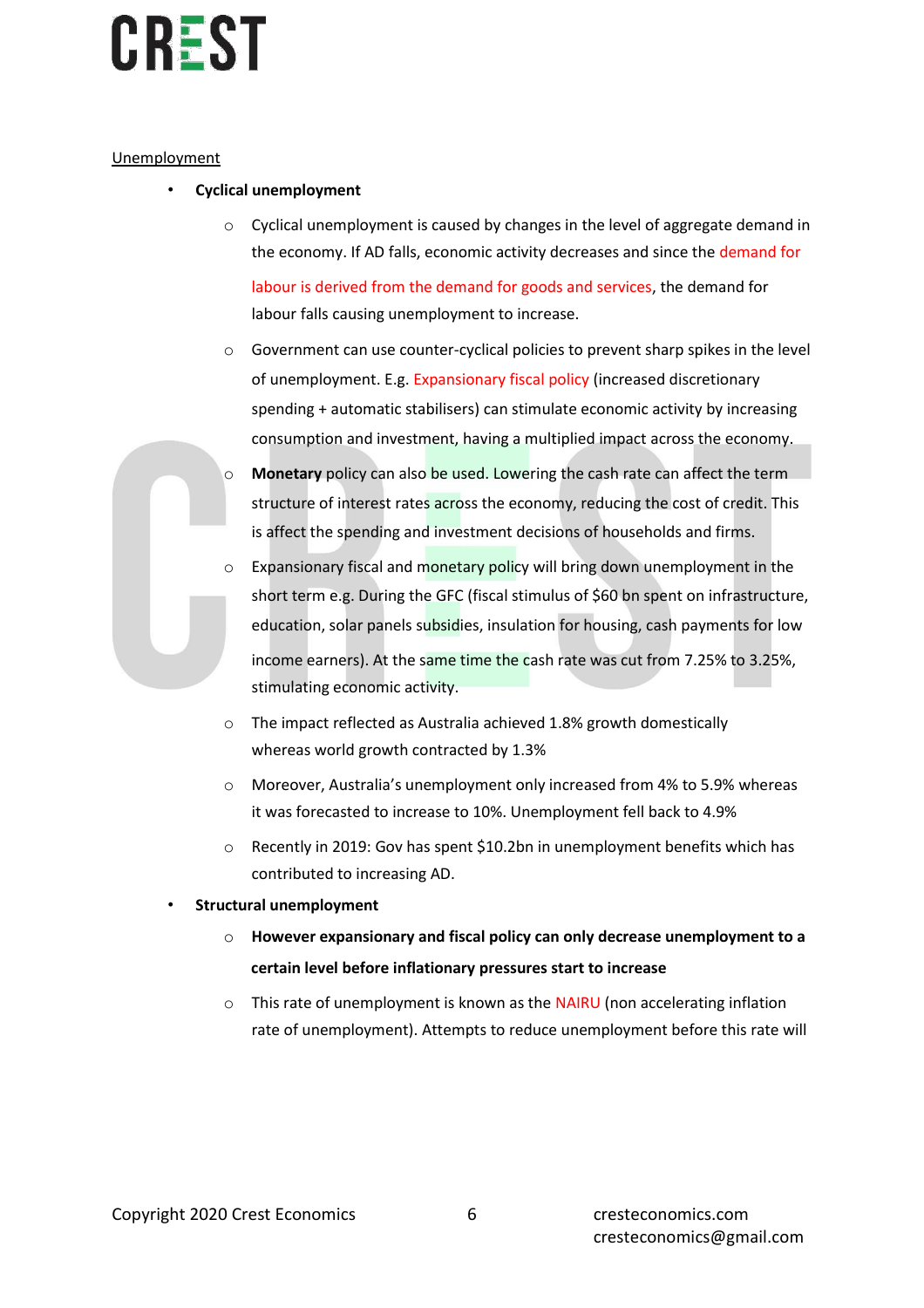Unemployment

- **Cyclical unemployment**
  - Cyclical unemployment is caused by changes in the level of aggregate demand in the economy. If AD falls, economic activity decreases and since the demand for labour is derived from the demand for goods and services, the demand for labour falls causing unemployment to increase.
  - Government can use counter-cyclical policies to prevent sharp spikes in the level of unemployment. E.g. Expansionary fiscal policy (increased discretionary spending + automatic stabilisers) can stimulate economic activity by increasing consumption and investment, having a multiplied impact across the economy.
  - **Monetary** policy can also be used. Lowering the cash rate can affect the term structure of interest rates across the economy, reducing the cost of credit. This is affect the spending and investment decisions of households and firms.
  - Expansionary fiscal and monetary policy will bring down unemployment in the short term e.g. During the GFC (fiscal stimulus of $60 bn spent on infrastructure, education, solar panels subsidies, insulation for housing, cash payments for low income earners). At the same time the cash rate was cut from 7.25% to 3.25%, stimulating economic activity.
  - The impact reflected as Australia achieved 1.8% growth domestically whereas world growth contracted by 1.3%
  - Moreover, Australia's unemployment only increased from 4% to 5.9% whereas it was forecasted to increase to 10%. Unemployment fell back to 4.9%
  - Recently in 2019: Gov has spent $10.2bn in unemployment benefits which has contributed to increasing AD.
- **Structural unemployment**
  - **However expansionary and fiscal policy can only decrease unemployment to a certain level before inflationary pressures start to increase**
  - This rate of unemployment is known as the NAIRU (non accelerating inflation rate of unemployment). Attempts to reduce unemployment before this rate will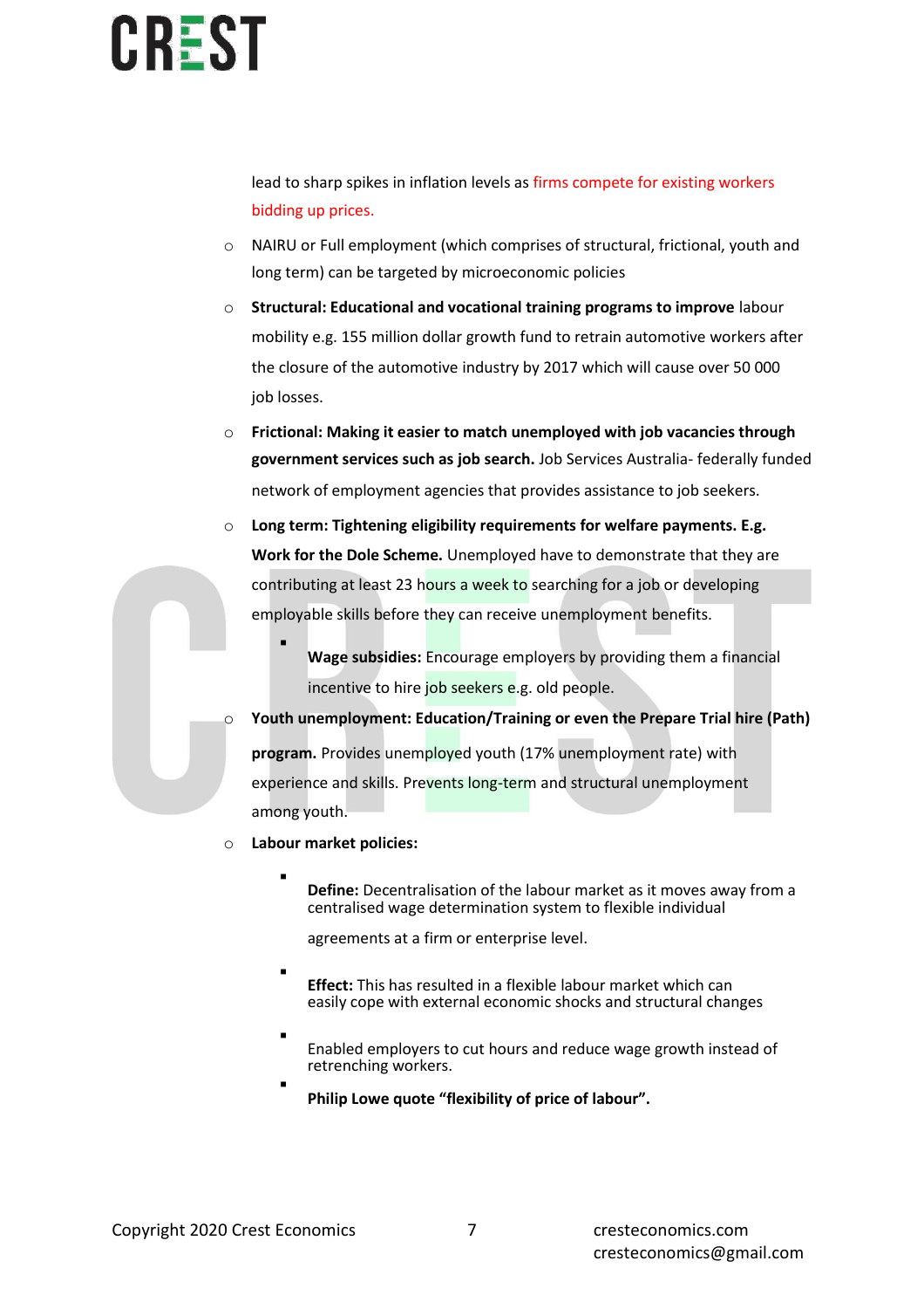lead to sharp spikes in inflation levels as firms compete for existing workers bidding up prices.

- NAIRU or Full employment (which comprises of structural, frictional, youth and long term) can be targeted by microeconomic policies
- **Structural: Educational and vocational training programs to improve** labour mobility e.g. 155 million dollar growth fund to retrain automotive workers after the closure of the automotive industry by 2017 which will cause over 50 000 job losses.
- **Frictional: Making it easier to match unemployed with job vacancies through government services such as job search.** Job Services Australia- federally funded network of employment agencies that provides assistance to job seekers.
- **Long term: Tightening eligibility requirements for welfare payments. E.g. Work for the Dole Scheme.** Unemployed have to demonstrate that they are contributing at least 23 hours a week to searching for a job or developing employable skills before they can receive unemployment benefits.
  - **Wage subsidies:** Encourage employers by providing them a financial incentive to hire job seekers e.g. old people.
- **Youth unemployment: Education/Training or even the Prepare Trial hire (Path) program.** Provides unemployed youth (17% unemployment rate) with experience and skills. Prevents long-term and structural unemployment among youth.
- **Labour market policies:**
  - **Define:** Decentralisation of the labour market as it moves away from a centralised wage determination system to flexible individual agreements at a firm or enterprise level.
  - **Effect:** This has resulted in a flexible labour market which can easily cope with external economic shocks and structural changes
  - Enabled employers to cut hours and reduce wage growth instead of retrenching workers.
  - **Philip Lowe quote "flexibility of price of labour".**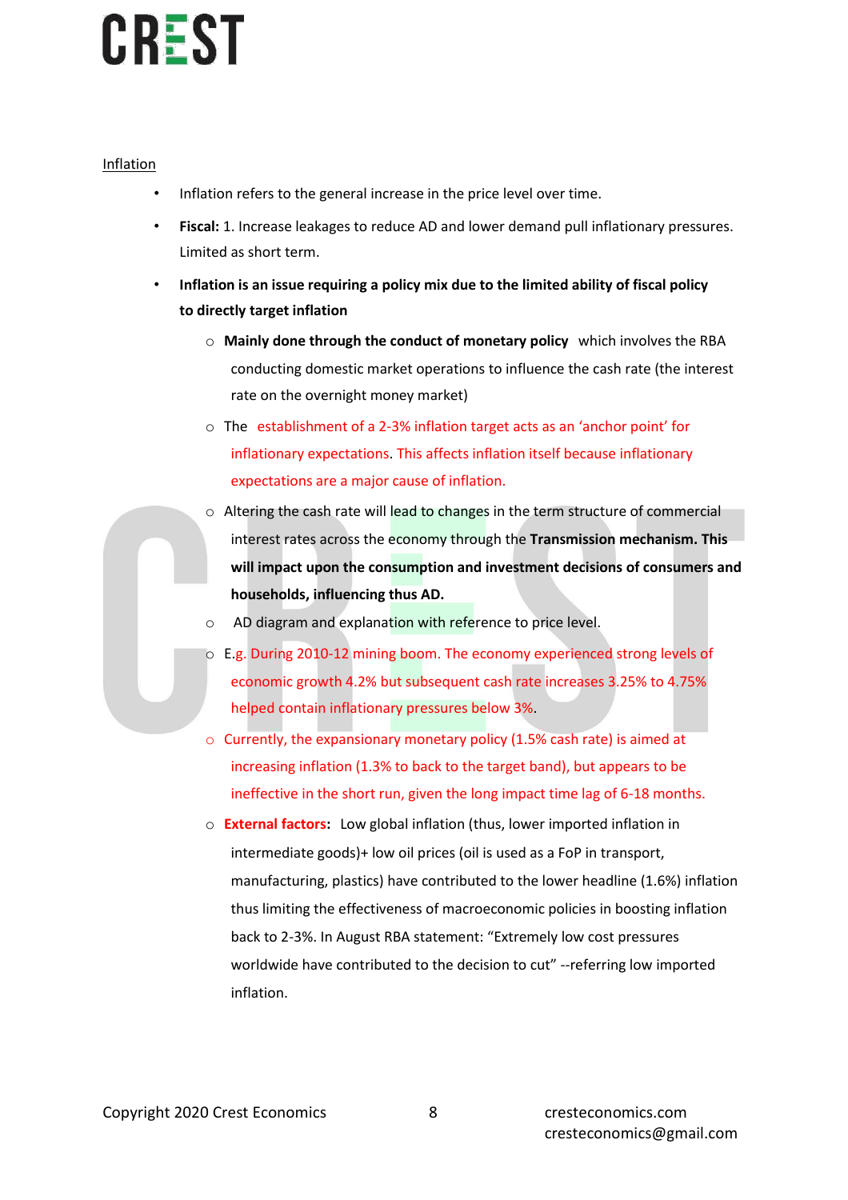Inflation

- Inflation refers to the general increase in the price level over time.
- **Fiscal:** 1. Increase leakages to reduce AD and lower demand pull inflationary pressures. Limited as short term.
- **Inflation is an issue requiring a policy mix due to the limited ability of fiscal policy to directly target inflation**
  - **Mainly done through the conduct of monetary policy** which involves the RBA conducting domestic market operations to influence the cash rate (the interest rate on the overnight money market)
  - The establishment of a 2-3% inflation target acts as an 'anchor point' for inflationary expectations. This affects inflation itself because inflationary expectations are a major cause of inflation.
  - Altering the cash rate will lead to changes in the term structure of commercial interest rates across the economy through the **Transmission mechanism. This will impact upon the consumption and investment decisions of consumers and households, influencing thus AD.**
  - AD diagram and explanation with reference to price level.
  - E.g. During 2010-12 mining boom. The economy experienced strong levels of economic growth 4.2% but subsequent cash rate increases 3.25% to 4.75% helped contain inflationary pressures below 3%.
  - Currently, the expansionary monetary policy (1.5% cash rate) is aimed at increasing inflation (1.3% to back to the target band), but appears to be ineffective in the short run, given the long impact time lag of 6-18 months.
  - **External factors:** Low global inflation (thus, lower imported inflation in intermediate goods)+ low oil prices (oil is used as a FoP in transport, manufacturing, plastics) have contributed to the lower headline (1.6%) inflation thus limiting the effectiveness of macroeconomic policies in boosting inflation back to 2-3%. In August RBA statement: "Extremely low cost pressures worldwide have contributed to the decision to cut" --referring low imported inflation.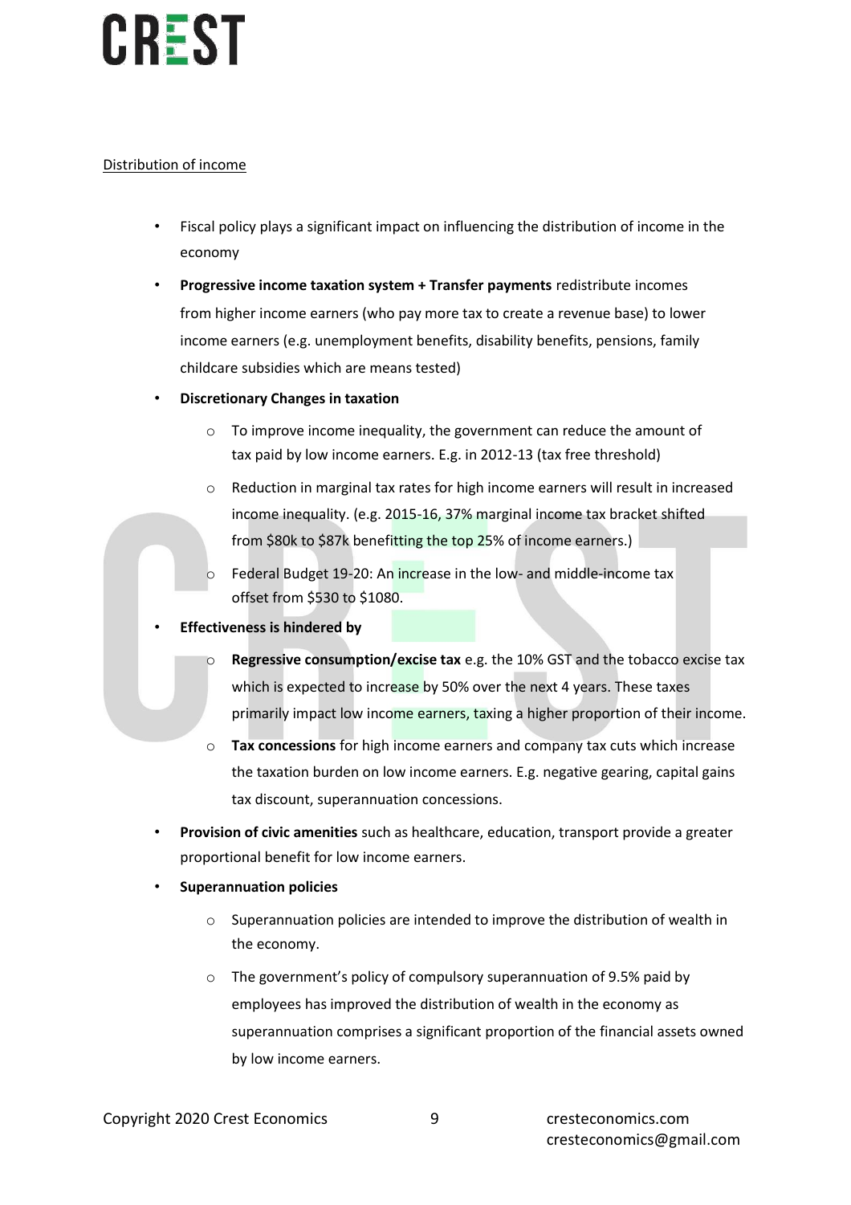Distribution of income

- Fiscal policy plays a significant impact on influencing the distribution of income in the economy
- **Progressive income taxation system + Transfer payments** redistribute incomes from higher income earners (who pay more tax to create a revenue base) to lower income earners (e.g. unemployment benefits, disability benefits, pensions, family childcare subsidies which are means tested)
- **Discretionary Changes in taxation**
  - To improve income inequality, the government can reduce the amount of tax paid by low income earners. E.g. in 2012-13 (tax free threshold)
  - Reduction in marginal tax rates for high income earners will result in increased income inequality. (e.g. 2015-16, 37% marginal income tax bracket shifted from $80k to $87k benefitting the top 25% of income earners.)
  - Federal Budget 19-20: An increase in the low- and middle-income tax offset from $530 to $1080.
- **Effectiveness is hindered by**
  - **Regressive consumption/excise tax** e.g. the 10% GST and the tobacco excise tax which is expected to increase by 50% over the next 4 years. These taxes primarily impact low income earners, taxing a higher proportion of their income.
  - **Tax concessions** for high income earners and company tax cuts which increase the taxation burden on low income earners. E.g. negative gearing, capital gains tax discount, superannuation concessions.
- **Provision of civic amenities** such as healthcare, education, transport provide a greater proportional benefit for low income earners.
- **Superannuation policies**
  - Superannuation policies are intended to improve the distribution of wealth in the economy.
  - The government's policy of compulsory superannuation of 9.5% paid by employees has improved the distribution of wealth in the economy as superannuation comprises a significant proportion of the financial assets owned by low income earners.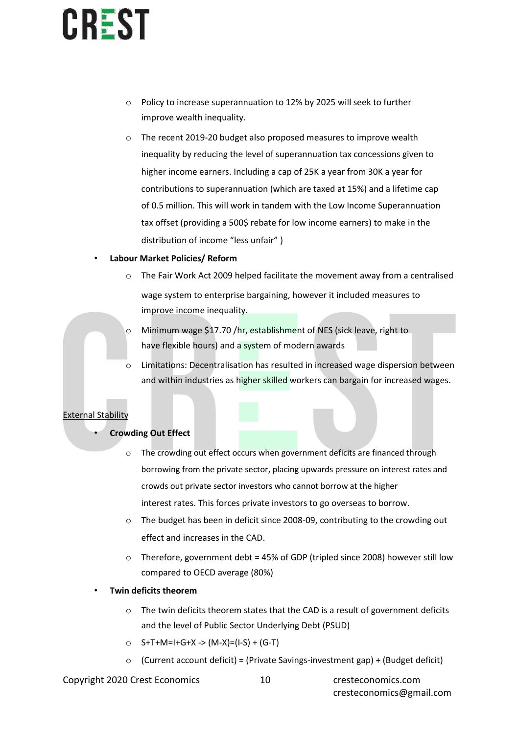- Policy to increase superannuation to 12% by 2025 will seek to further improve wealth inequality.
    - The recent 2019-20 budget also proposed measures to improve wealth inequality by reducing the level of superannuation tax concessions given to higher income earners. Including a cap of 25K a year from 30K a year for contributions to superannuation (which are taxed at 15%) and a lifetime cap of 0.5 million. This will work in tandem with the Low Income Superannuation tax offset (providing a 500$ rebate for low income earners) to make in the distribution of income "less unfair" )

- **Labour Market Policies/ Reform**
    - The Fair Work Act 2009 helped facilitate the movement away from a centralised wage system to enterprise bargaining, however it included measures to improve income inequality.
    - Minimum wage $17.70 /hr, establishment of NES (sick leave, right to have flexible hours) and a system of modern awards
    - Limitations: Decentralisation has resulted in increased wage dispersion between and within industries as higher skilled workers can bargain for increased wages.

<u>External Stability</u>

- **Crowding Out Effect**
    - The crowding out effect occurs when government deficits are financed through borrowing from the private sector, placing upwards pressure on interest rates and crowds out private sector investors who cannot borrow at the higher interest rates. This forces private investors to go overseas to borrow.
    - The budget has been in deficit since 2008-09, contributing to the crowding out effect and increases in the CAD.
    - Therefore, government debt = 45% of GDP (tripled since 2008) however still low compared to OECD average (80%)
- **Twin deficits theorem**
    - The twin deficits theorem states that the CAD is a result of government deficits and the level of Public Sector Underlying Debt (PSUD)
    - S+T+M=I+G+X -> (M-X)=(I-S) + (G-T)
    - (Current account deficit) = (Private Savings-investment gap) + (Budget deficit)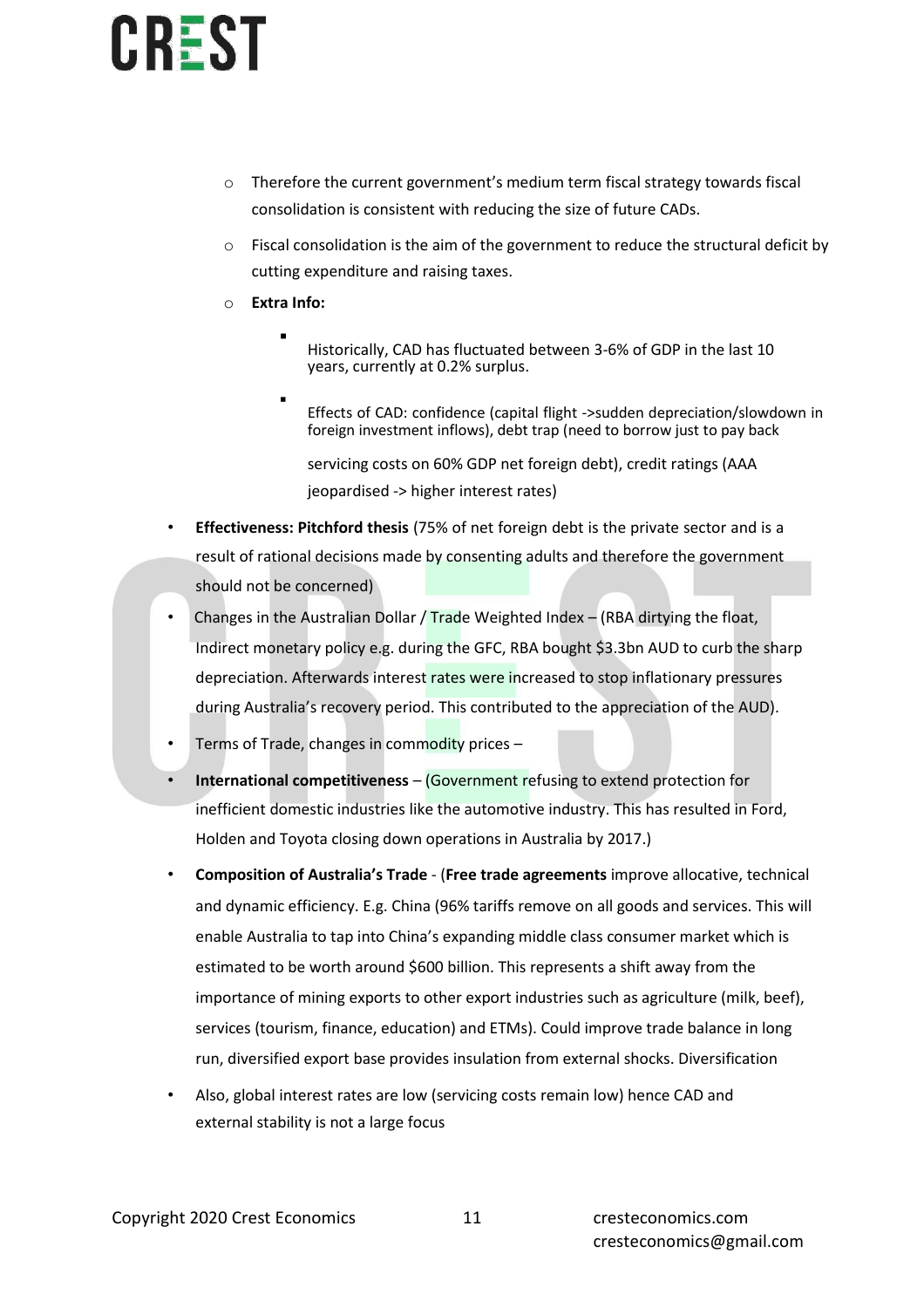- Therefore the current government's medium term fiscal strategy towards fiscal consolidation is consistent with reducing the size of future CADs.
- Fiscal consolidation is the aim of the government to reduce the structural deficit by cutting expenditure and raising taxes.
- **Extra Info:**
  - Historically, CAD has fluctuated between 3-6% of GDP in the last 10 years, currently at 0.2% surplus.
  - Effects of CAD: confidence (capital flight ->sudden depreciation/slowdown in foreign investment inflows), debt trap (need to borrow just to pay back servicing costs on 60% GDP net foreign debt), credit ratings (AAA jeopardised -> higher interest rates)

- **Effectiveness: Pitchford thesis** (75% of net foreign debt is the private sector and is a result of rational decisions made by consenting adults and therefore the government should not be concerned)
- Changes in the Australian Dollar / Trade Weighted Index – (RBA dirtying the float, Indirect monetary policy e.g. during the GFC, RBA bought $3.3bn AUD to curb the sharp depreciation. Afterwards interest rates were increased to stop inflationary pressures during Australia's recovery period. This contributed to the appreciation of the AUD).
- Terms of Trade, changes in commodity prices –
- **International competitiveness** – (Government refusing to extend protection for inefficient domestic industries like the automotive industry. This has resulted in Ford, Holden and Toyota closing down operations in Australia by 2017.)
- **Composition of Australia's Trade** - (**Free trade agreements** improve allocative, technical and dynamic efficiency. E.g. China (96% tariffs remove on all goods and services. This will enable Australia to tap into China's expanding middle class consumer market which is estimated to be worth around $600 billion. This represents a shift away from the importance of mining exports to other export industries such as agriculture (milk, beef), services (tourism, finance, education) and ETMs). Could improve trade balance in long run, diversified export base provides insulation from external shocks. Diversification
- Also, global interest rates are low (servicing costs remain low) hence CAD and external stability is not a large focus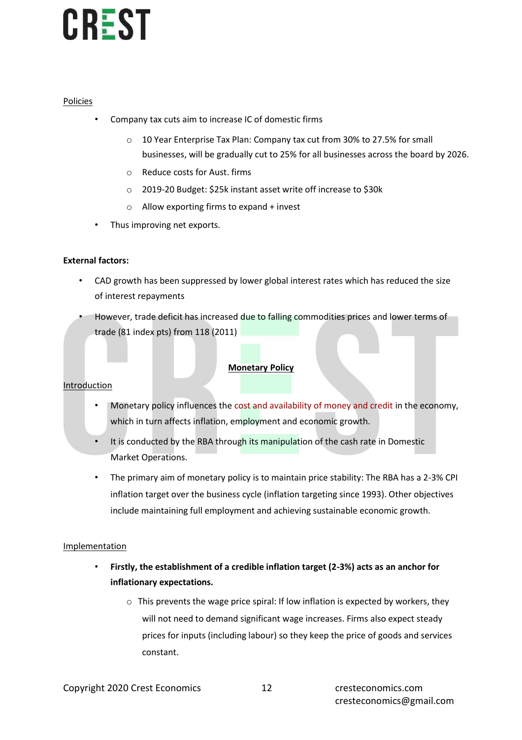Policies

- Company tax cuts aim to increase IC of domestic firms
    - 10 Year Enterprise Tax Plan: Company tax cut from 30% to 27.5% for small businesses, will be gradually cut to 25% for all businesses across the board by 2026.
    - Reduce costs for Aust. firms
    - 2019-20 Budget: $25k instant asset write off increase to $30k
    - Allow exporting firms to expand + invest
- Thus improving net exports.

**External factors:**

- CAD growth has been suppressed by lower global interest rates which has reduced the size of interest repayments
- However, trade deficit has increased due to falling commodities prices and lower terms of trade (81 index pts) from 118 (2011)

## Monetary Policy

Introduction

- Monetary policy influences the cost and availability of money and credit in the economy, which in turn affects inflation, employment and economic growth.
- It is conducted by the RBA through its manipulation of the cash rate in Domestic Market Operations.
- The primary aim of monetary policy is to maintain price stability: The RBA has a 2-3% CPI inflation target over the business cycle (inflation targeting since 1993). Other objectives include maintaining full employment and achieving sustainable economic growth.

Implementation

- **Firstly, the establishment of a credible inflation target (2-3%) acts as an anchor for inflationary expectations.**
    - This prevents the wage price spiral: If low inflation is expected by workers, they will not need to demand significant wage increases. Firms also expect steady prices for inputs (including labour) so they keep the price of goods and services constant.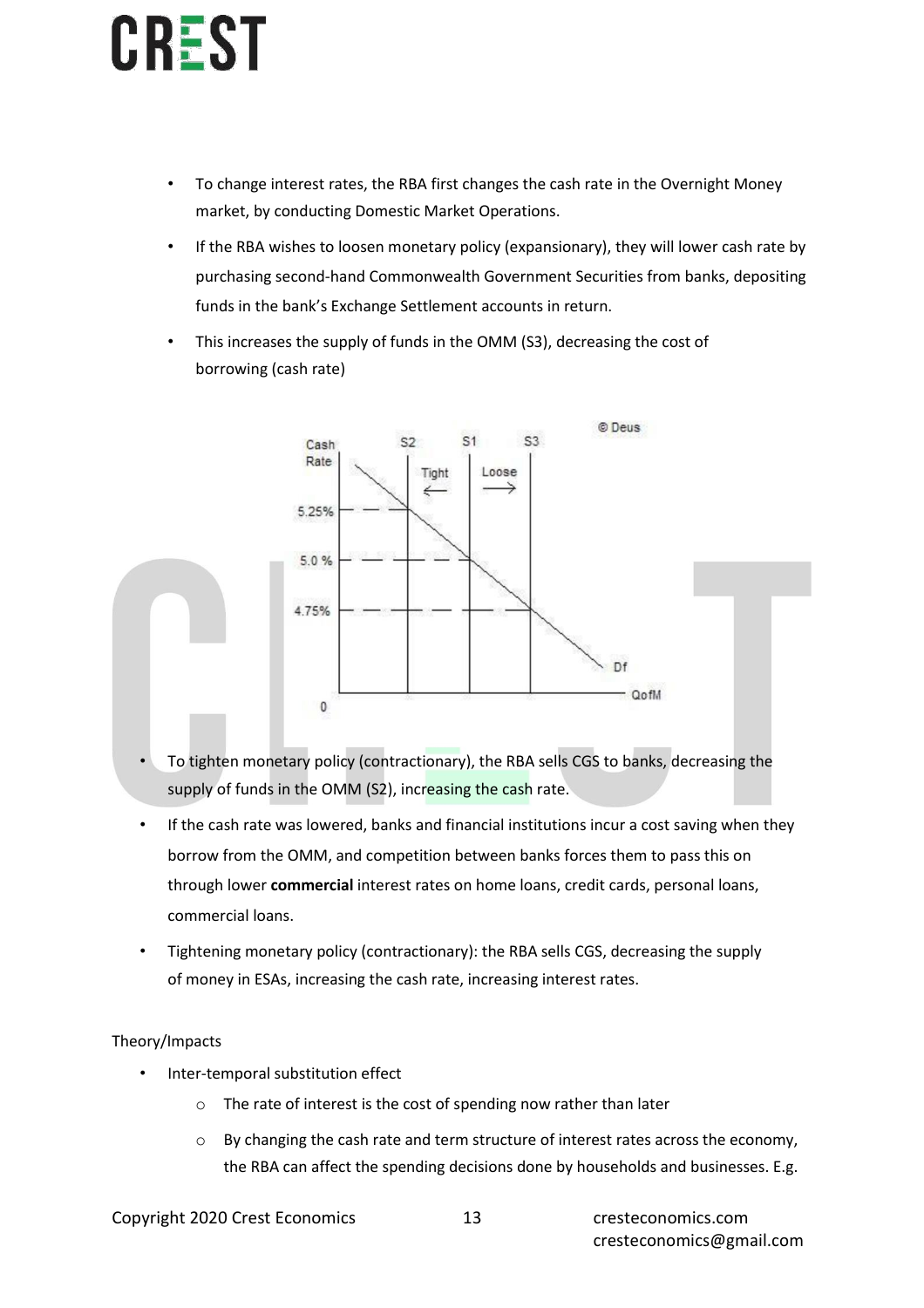- To change interest rates, the RBA first changes the cash rate in the Overnight Money market, by conducting Domestic Market Operations.
- If the RBA wishes to loosen monetary policy (expansionary), they will lower cash rate by purchasing second-hand Commonwealth Government Securities from banks, depositing funds in the bank's Exchange Settlement accounts in return.
- This increases the supply of funds in the OMM (S3), decreasing the cost of borrowing (cash rate)

- To tighten monetary policy (contractionary), the RBA sells CGS to banks, decreasing the supply of funds in the OMM (S2), increasing the cash rate.
- If the cash rate was lowered, banks and financial institutions incur a cost saving when they borrow from the OMM, and competition between banks forces them to pass this on through lower **commercial** interest rates on home loans, credit cards, personal loans, commercial loans.
- Tightening monetary policy (contractionary): the RBA sells CGS, decreasing the supply of money in ESAs, increasing the cash rate, increasing interest rates.

Theory/Impacts

- Inter-temporal substitution effect
  - The rate of interest is the cost of spending now rather than later
  - By changing the cash rate and term structure of interest rates across the economy, the RBA can affect the spending decisions done by households and businesses. E.g.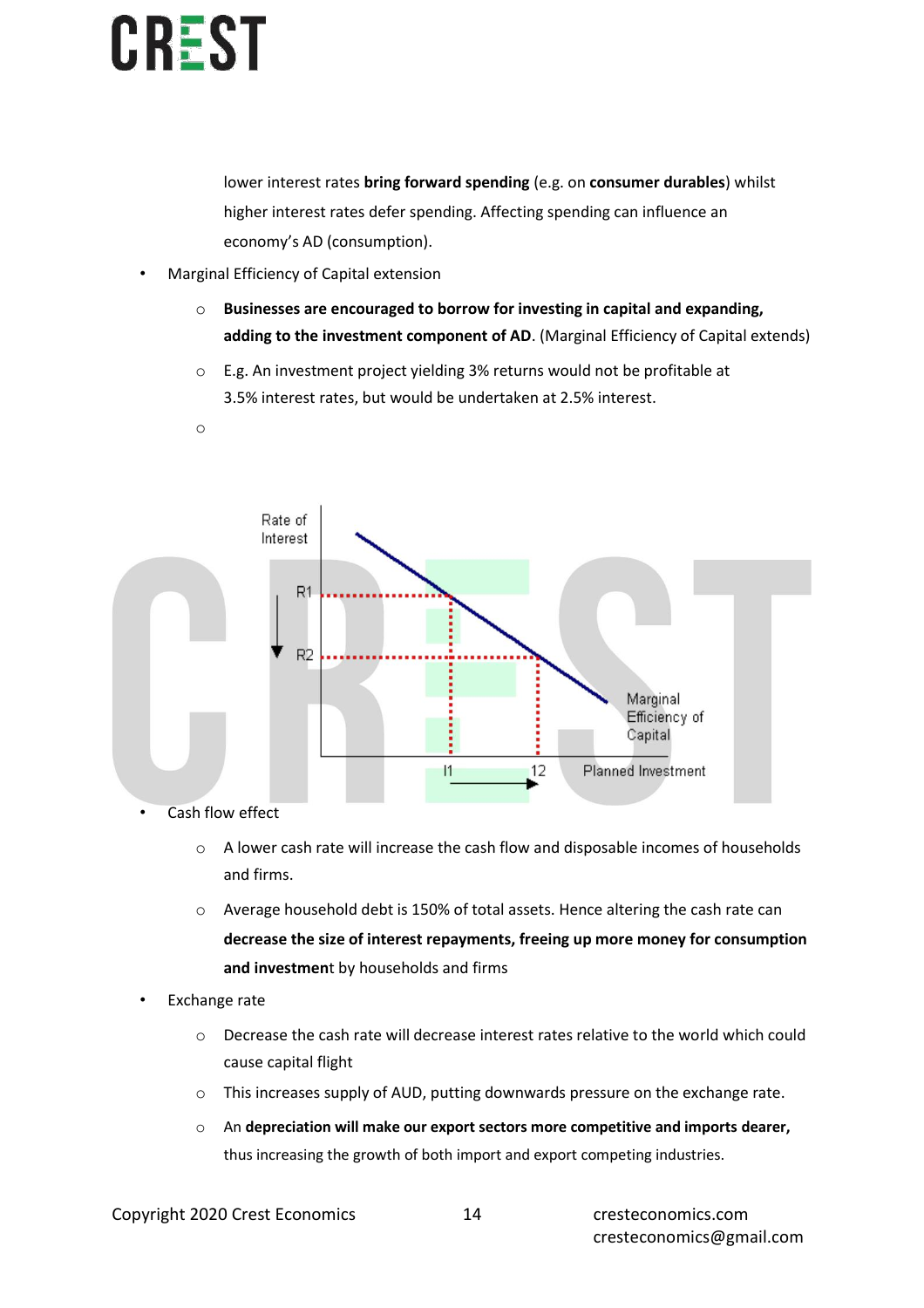lower interest rates **bring forward spending** (e.g. on **consumer durables**) whilst higher interest rates defer spending. Affecting spending can influence an economy's AD (consumption).

- Marginal Efficiency of Capital extension
  - **Businesses are encouraged to borrow for investing in capital and expanding, adding to the investment component of AD**. (Marginal Efficiency of Capital extends)
  - E.g. An investment project yielding 3% returns would not be profitable at 3.5% interest rates, but would be undertaken at 2.5% interest.
  - 

- Cash flow effect
  - A lower cash rate will increase the cash flow and disposable incomes of households and firms.
  - Average household debt is 150% of total assets. Hence altering the cash rate can **decrease the size of interest repayments, freeing up more money for consumption and investment** by households and firms
- Exchange rate
  - Decrease the cash rate will decrease interest rates relative to the world which could cause capital flight
  - This increases supply of AUD, putting downwards pressure on the exchange rate.
  - An **depreciation will make our export sectors more competitive and imports dearer,** thus increasing the growth of both import and export competing industries.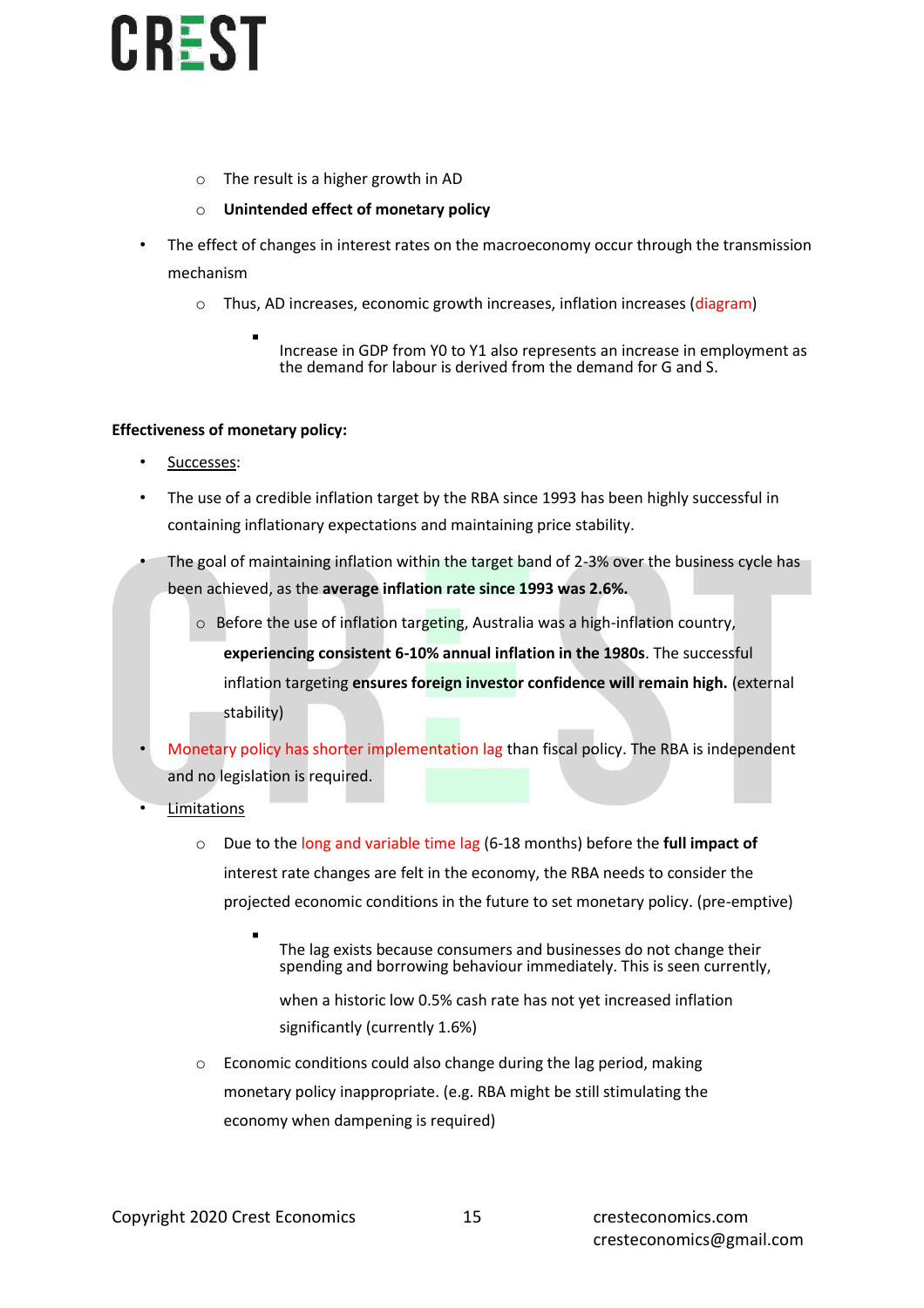- The result is a higher growth in AD
- **Unintended effect of monetary policy**

- The effect of changes in interest rates on the macroeconomy occur through the transmission mechanism
  - Thus, AD increases, economic growth increases, inflation increases (diagram)
    - Increase in GDP from Y0 to Y1 also represents an increase in employment as the demand for labour is derived from the demand for G and S.

**Effectiveness of monetary policy:**

- Successes:
- The use of a credible inflation target by the RBA since 1993 has been highly successful in containing inflationary expectations and maintaining price stability.
- The goal of maintaining inflation within the target band of 2-3% over the business cycle has been achieved, as the **average inflation rate since 1993 was 2.6%.**
  - Before the use of inflation targeting, Australia was a high-inflation country, **experiencing consistent 6-10% annual inflation in the 1980s**. The successful inflation targeting **ensures foreign investor confidence will remain high.** (external stability)
- Monetary policy has shorter implementation lag than fiscal policy. The RBA is independent and no legislation is required.
- Limitations
  - Due to the long and variable time lag (6-18 months) before the **full impact of** interest rate changes are felt in the economy, the RBA needs to consider the projected economic conditions in the future to set monetary policy. (pre-emptive)
    - The lag exists because consumers and businesses do not change their spending and borrowing behaviour immediately. This is seen currently, when a historic low 0.5% cash rate has not yet increased inflation significantly (currently 1.6%)
  - Economic conditions could also change during the lag period, making monetary policy inappropriate. (e.g. RBA might be still stimulating the economy when dampening is required)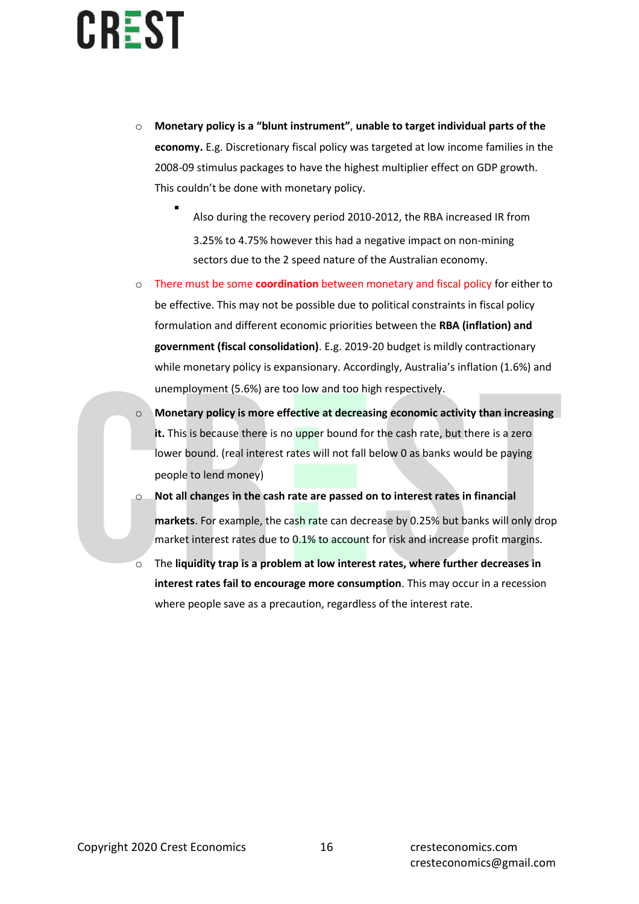- **Monetary policy is a "blunt instrument"**, **unable to target individual parts of the economy.** E.g. Discretionary fiscal policy was targeted at low income families in the 2008-09 stimulus packages to have the highest multiplier effect on GDP growth. This couldn't be done with monetary policy.
  - Also during the recovery period 2010-2012, the RBA increased IR from 3.25% to 4.75% however this had a negative impact on non-mining sectors due to the 2 speed nature of the Australian economy.
- There must be some **coordination** between monetary and fiscal policy for either to be effective. This may not be possible due to political constraints in fiscal policy formulation and different economic priorities between the **RBA (inflation) and government (fiscal consolidation)**. E.g. 2019-20 budget is mildly contractionary while monetary policy is expansionary. Accordingly, Australia's inflation (1.6%) and unemployment (5.6%) are too low and too high respectively.
- **Monetary policy is more effective at decreasing economic activity than increasing it.** This is because there is no upper bound for the cash rate, but there is a zero lower bound. (real interest rates will not fall below 0 as banks would be paying people to lend money)
- **Not all changes in the cash rate are passed on to interest rates in financial markets**. For example, the cash rate can decrease by 0.25% but banks will only drop market interest rates due to 0.1% to account for risk and increase profit margins.
- The **liquidity trap is a problem at low interest rates, where further decreases in interest rates fail to encourage more consumption**. This may occur in a recession where people save as a precaution, regardless of the interest rate.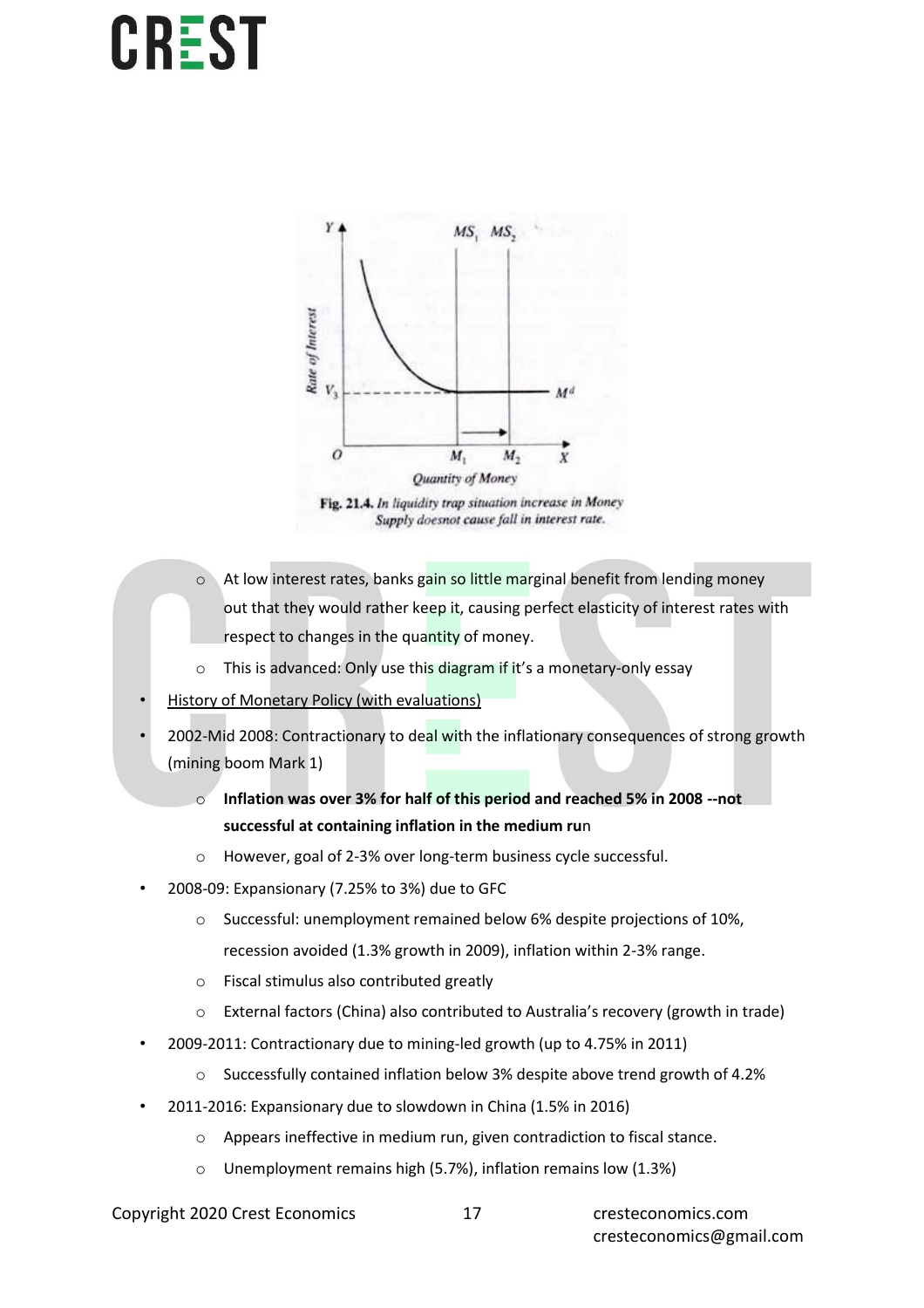Fig. 21.4. In liquidity trap situation increase in Money Supply doesnot cause fall in interest rate.

  - At low interest rates, banks gain so little marginal benefit from lending money out that they would rather keep it, causing perfect elasticity of interest rates with respect to changes in the quantity of money.
  - This is advanced: Only use this diagram if it's a monetary-only essay
- History of Monetary Policy (with evaluations)
- 2002-Mid 2008: Contractionary to deal with the inflationary consequences of strong growth (mining boom Mark 1)
  - **Inflation was over 3% for half of this period and reached 5% in 2008 --not successful at containing inflation in the medium ru**n
  - However, goal of 2-3% over long-term business cycle successful.
- 2008-09: Expansionary (7.25% to 3%) due to GFC
  - Successful: unemployment remained below 6% despite projections of 10%, recession avoided (1.3% growth in 2009), inflation within 2-3% range.
  - Fiscal stimulus also contributed greatly
  - External factors (China) also contributed to Australia's recovery (growth in trade)
- 2009-2011: Contractionary due to mining-led growth (up to 4.75% in 2011)
  - Successfully contained inflation below 3% despite above trend growth of 4.2%
- 2011-2016: Expansionary due to slowdown in China (1.5% in 2016)
  - Appears ineffective in medium run, given contradiction to fiscal stance.
  - Unemployment remains high (5.7%), inflation remains low (1.3%)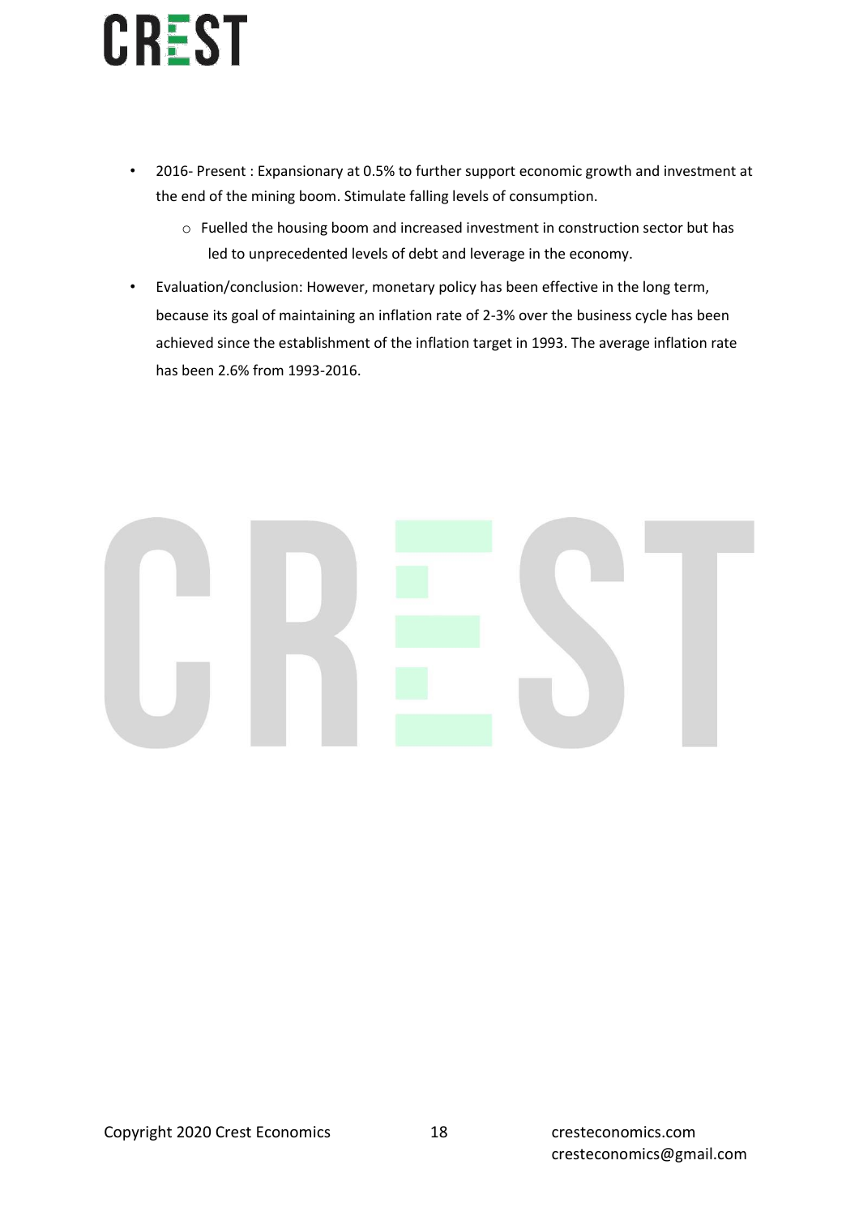- 2016- Present : Expansionary at 0.5% to further support economic growth and investment at the end of the mining boom. Stimulate falling levels of consumption.
  - Fuelled the housing boom and increased investment in construction sector but has led to unprecedented levels of debt and leverage in the economy.
- Evaluation/conclusion: However, monetary policy has been effective in the long term, because its goal of maintaining an inflation rate of 2-3% over the business cycle has been achieved since the establishment of the inflation target in 1993. The average inflation rate has been 2.6% from 1993-2016.